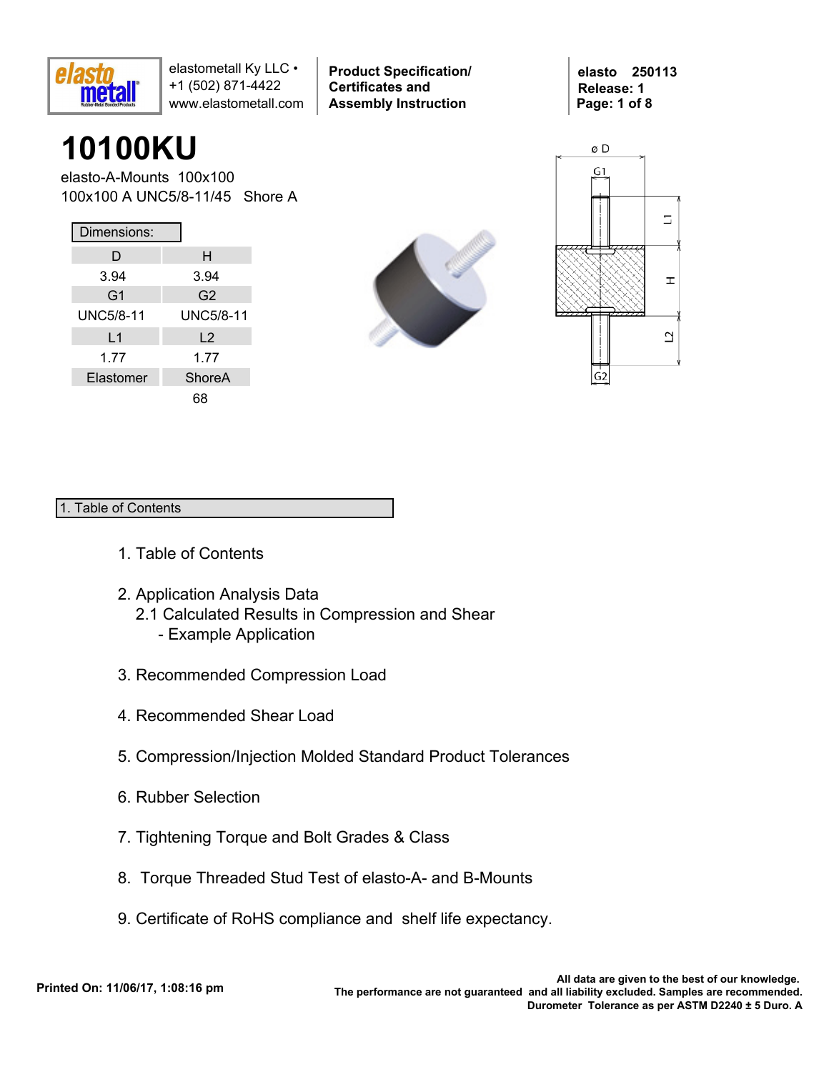elastometall Ky LLC •
+1 (502) 871-4422
www.elastometall.com

**Product Specification/ Certificates and Assembly Instruction**

**elasto 250113**
**Release: 1**

# 10100KU

elasto-A-Mounts 100x100
100x100 A UNC5/8-11/45 Shore A

| Dimensions: | |
|---|---|
| D | H |
| 3.94 | 3.94 |
| G1 | G2 |
| UNC5/8-11 | UNC5/8-11 |
| L1 | L2 |
| 1.77 | 1.77 |
| Elastomer | ShoreA |
| | 68 |

## 1. Table of Contents

1. Table of Contents

2. Application Analysis Data
   2.1 Calculated Results in Compression and Shear
      - Example Application

3. Recommended Compression Load

4. Recommended Shear Load

5. Compression/Injection Molded Standard Product Tolerances

6. Rubber Selection

7. Tightening Torque and Bolt Grades & Class

8. Torque Threaded Stud Test of elasto-A- and B-Mounts

9. Certificate of RoHS compliance and shelf life expectancy.

**Printed On: 11/06/17, 1:08:16 pm**

**All data are given to the best of our knowledge. The performance are not guaranteed and all liability excluded. Samples are recommended. Durometer Tolerance as per ASTM D2240 ± 5 Duro. A**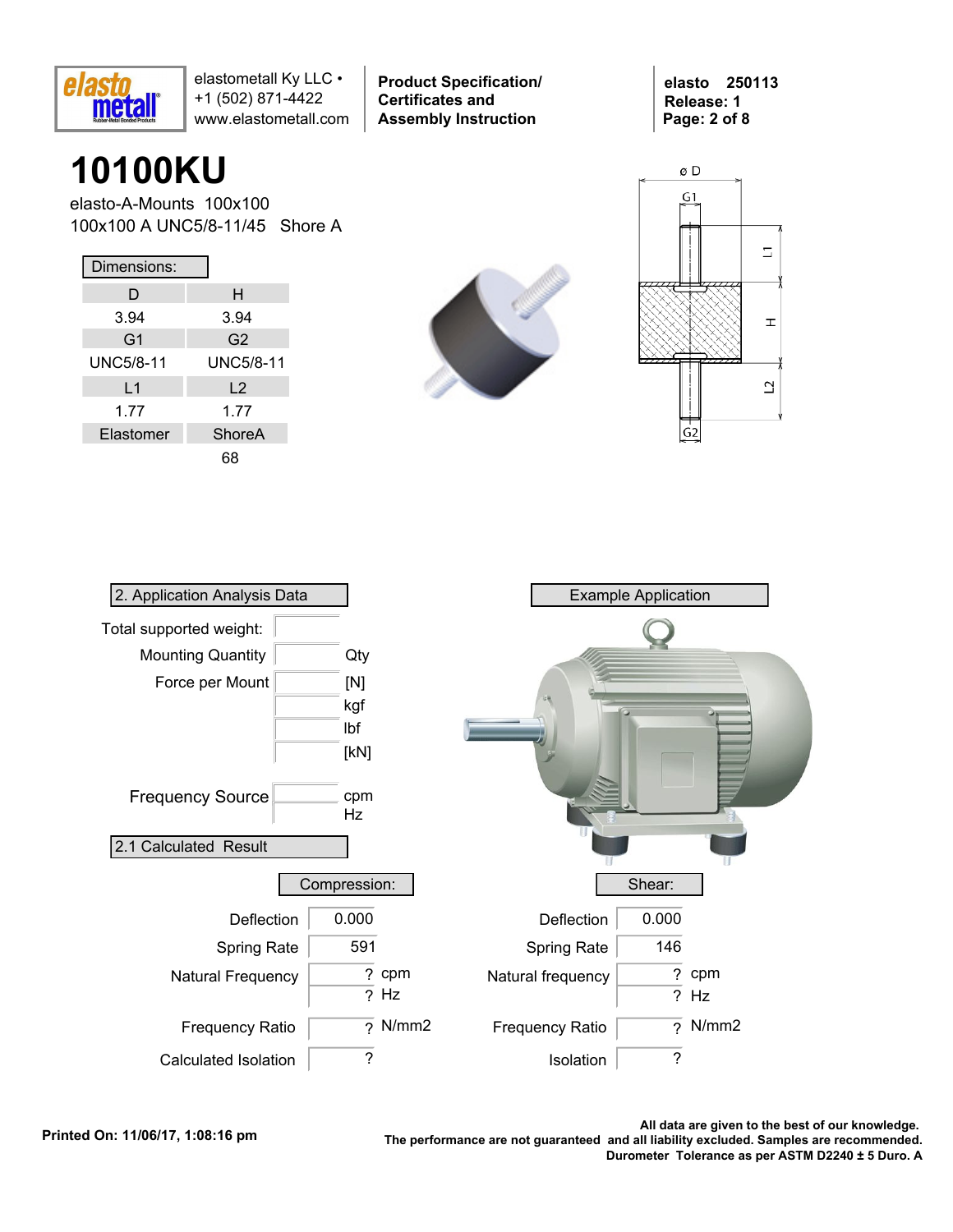# 10100KU

elasto-A-Mounts 100x100

100x100 A UNC5/8-11/45 Shore A

| Dimensions: | |
|---|---|
| D | H |
| 3.94 | 3.94 |
| G1 | G2 |
| UNC5/8-11 | UNC5/8-11 |
| L1 | L2 |
| 1.77 | 1.77 |
| Elastomer | ShoreA |
| | 68 |

## 2. Application Analysis Data

| | | |
|---|---|---|
| Total supported weight: | | |
| Mounting Quantity | | Qty |
| Force per Mount | | [N] |
| | | kgf |
| | | lbf |
| | | [kN] |
| Frequency Source | | cpm |
| | | Hz |

## Example Application

## 2.1 Calculated Result

| Compression: | | | Shear: | | |
|---|---|---|---|---|---|
| Deflection | 0.000 | | Deflection | 0.000 | |
| Spring Rate | 591 | | Spring Rate | 146 | |
| Natural Frequency | ? | cpm | Natural frequency | ? | cpm |
| | ? | Hz | | ? | Hz |
| Frequency Ratio | ? | N/mm2 | Frequency Ratio | ? | N/mm2 |
| Calculated Isolation | ? | | Isolation | ? | |

**Printed On: 11/06/17, 1:08:16 pm**

**All data are given to the best of our knowledge. The performance are not guaranteed and all liability excluded. Samples are recommended. Durometer Tolerance as per ASTM D2240 ± 5 Duro. A**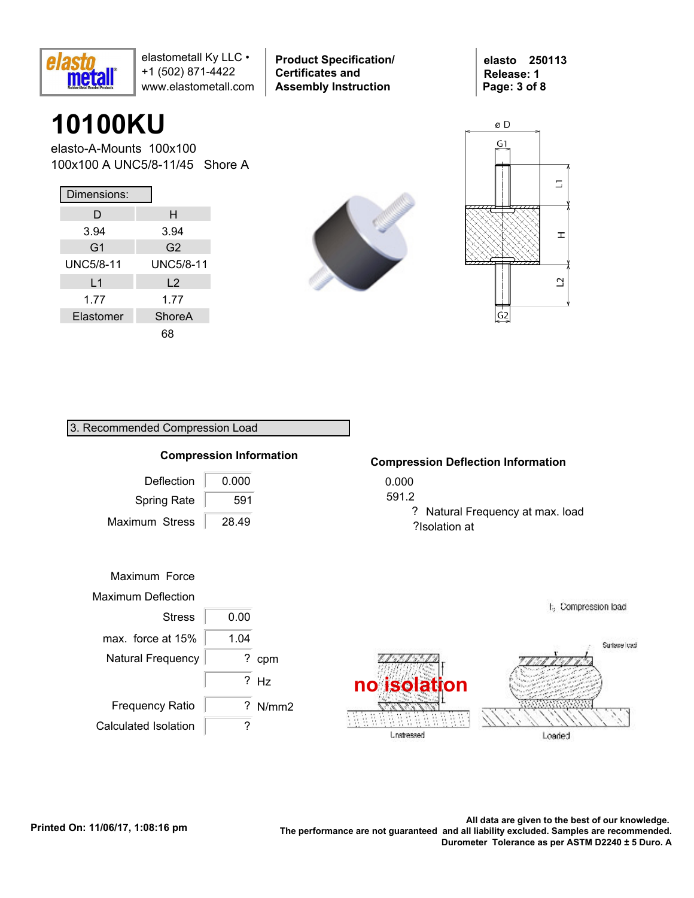# 10100KU

elasto-A-Mounts 100x100
100x100 A UNC5/8-11/45 Shore A

**Dimensions:**

| D | H |
|---|---|
| 3.94 | 3.94 |
| G1 | G2 |
| UNC5/8-11 | UNC5/8-11 |
| L1 | L2 |
| 1.77 | 1.77 |
| Elastomer | ShoreA |
| | 68 |

## 3. Recommended Compression Load

### Compression Information

| | |
|---|---|
| Deflection | 0.000 |
| Spring Rate | 591 |
| Maximum Stress | 28.49 |

| | | |
|---|---|---|
| Maximum Force | | |
| Maximum Deflection | | |
| Stress | 0.00 | |
| max. force at 15% | 1.04 | |
| Natural Frequency | ? | cpm |
| | ? | Hz |
| Frequency Ratio | ? | N/mm2 |
| Calculated Isolation | ? | |

### Compression Deflection Information

0.000
591.2
? Natural Frequency at max. load
?Isolation at

no isolation

All data are given to the best of our knowledge.
The performance are not guaranteed and all liability excluded. Samples are recommended.
Durometer Tolerance as per ASTM D2240 ± 5 Duro. A

Printed On: 11/06/17, 1:08:16 pm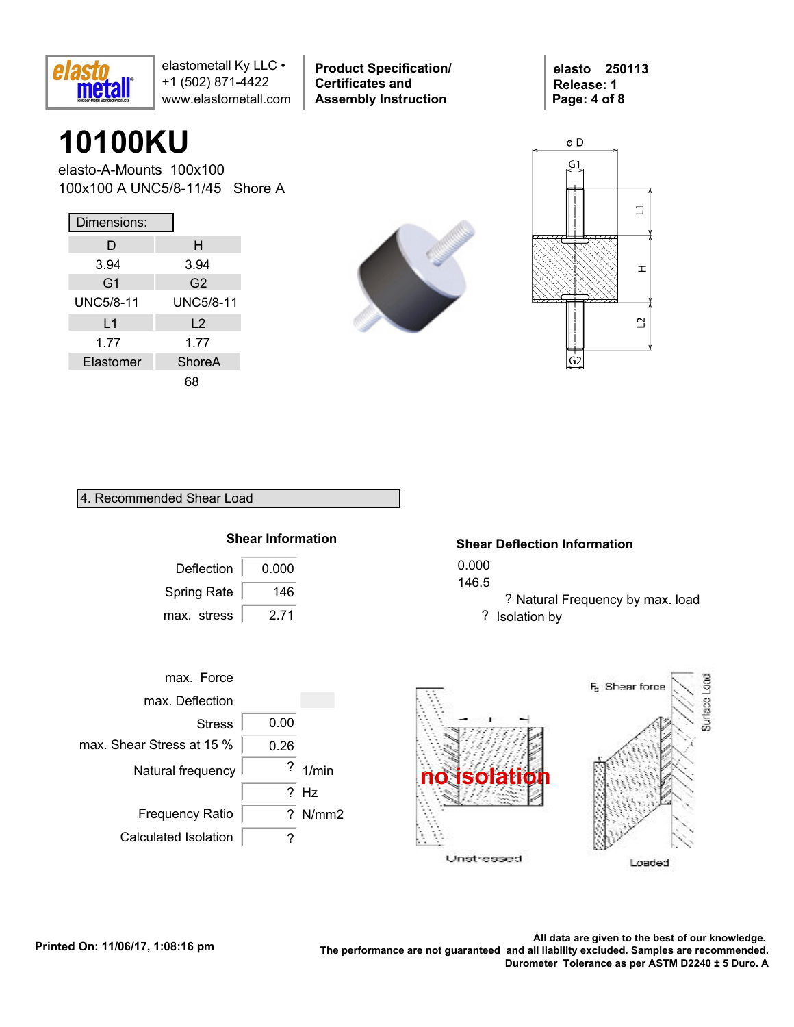# 10100KU

elasto-A-Mounts 100x100
100x100 A UNC5/8-11/45 Shore A

Dimensions:

| D | H |
|---|---|
| 3.94 | 3.94 |
| G1 | G2 |
| UNC5/8-11 | UNC5/8-11 |
| L1 | L2 |
| 1.77 | 1.77 |
| Elastomer | ShoreA |
| | 68 |

## 4. Recommended Shear Load

### Shear Information

| | |
|---|---|
| Deflection | 0.000 |
| Spring Rate | 146 |
| max. stress | 2.71 |

### Shear Deflection Information

0.000
146.5

? Natural Frequency by max. load
? Isolation by

| | | |
|---|---|---|
| max. Force | | |
| max. Deflection | | |
| Stress | 0.00 | |
| max. Shear Stress at 15 % | 0.26 | |
| Natural frequency | ? | 1/min |
| | ? | Hz |
| Frequency Ratio | ? | N/mm2 |
| Calculated Isolation | ? | |

no isolation

Unstressed

$F_s$ Shear force

Surface Load

Loaded

Printed On: 11/06/17, 1:08:16 pm

All data are given to the best of our knowledge.
The performance are not guaranteed and all liability excluded. Samples are recommended.
Durometer Tolerance as per ASTM D2240 ± 5 Duro. A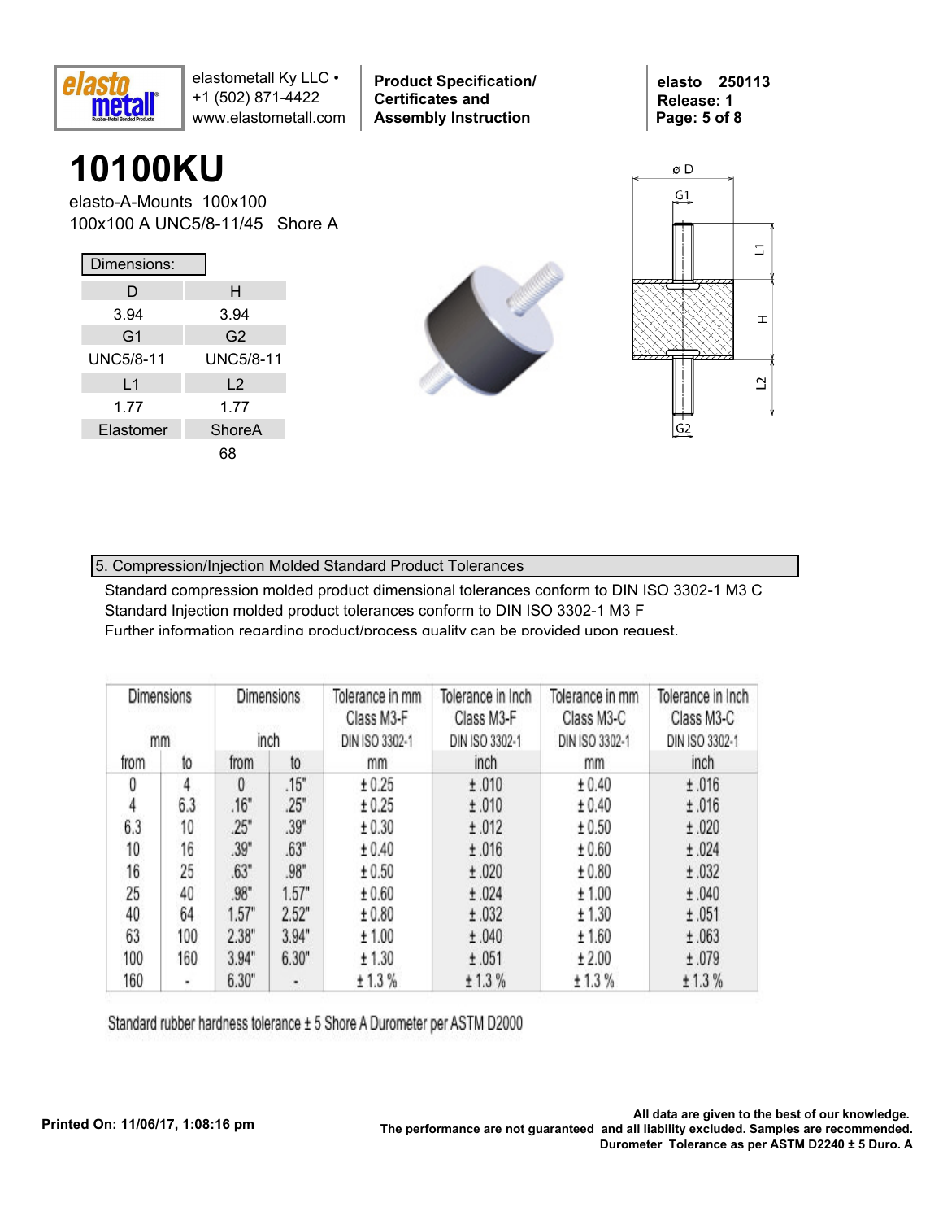# 10100KU

elasto-A-Mounts 100x100

100x100 A UNC5/8-11/45 Shore A

Dimensions:

| D | H |
|---|---|
| 3.94 | 3.94 |
| G1 | G2 |
| UNC5/8-11 | UNC5/8-11 |
| L1 | L2 |
| 1.77 | 1.77 |
| Elastomer | ShoreA |
| | 68 |

## 5. Compression/Injection Molded Standard Product Tolerances

Standard compression molded product dimensional tolerances conform to DIN ISO 3302-1 M3 C
Standard Injection molded product tolerances conform to DIN ISO 3302-1 M3 F
Further information regarding product/process quality can be provided upon request.

| Dimensions mm | | Dimensions inch | | Tolerance in mm Class M3-F DIN ISO 3302-1 | Tolerance in Inch Class M3-F DIN ISO 3302-1 | Tolerance in mm Class M3-C DIN ISO 3302-1 | Tolerance in Inch Class M3-C DIN ISO 3302-1 |
|---|---|---|---|---|---|---|---|
| from | to | from | to | mm | inch | mm | inch |
| 0 | 4 | 0 | .15" | ± 0.25 | ± .010 | ± 0.40 | ± .016 |
| 4 | 6.3 | .16" | .25" | ± 0.25 | ± .010 | ± 0.40 | ± .016 |
| 6.3 | 10 | .25" | .39" | ± 0.30 | ± .012 | ± 0.50 | ± .020 |
| 10 | 16 | .39" | .63" | ± 0.40 | ± .016 | ± 0.60 | ± .024 |
| 16 | 25 | .63" | .98" | ± 0.50 | ± .020 | ± 0.80 | ± .032 |
| 25 | 40 | .98" | 1.57" | ± 0.60 | ± .024 | ± 1.00 | ± .040 |
| 40 | 64 | 1.57" | 2.52" | ± 0.80 | ± .032 | ± 1.30 | ± .051 |
| 63 | 100 | 2.38" | 3.94" | ± 1.00 | ± .040 | ± 1.60 | ± .063 |
| 100 | 160 | 3.94" | 6.30" | ± 1.30 | ± .051 | ± 2.00 | ± .079 |
| 160 | - | 6.30" | - | ± 1.3 % | ± 1.3 % | ± 1.3 % | ± 1.3 % |

Standard rubber hardness tolerance ± 5 Shore A Durometer per ASTM D2000

Printed On: 11/06/17, 1:08:16 pm

All data are given to the best of our knowledge.
The performance are not guaranteed and all liability excluded. Samples are recommended.
Durometer Tolerance as per ASTM D2240 ± 5 Duro. A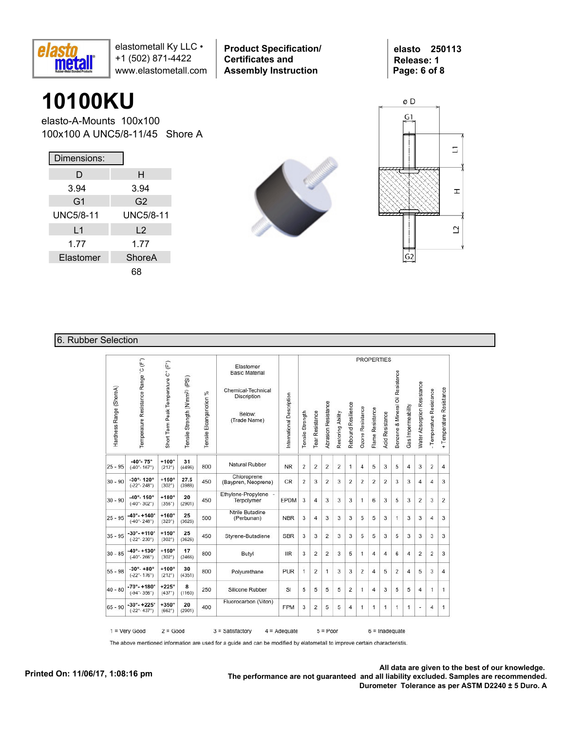# 10100KU

elasto-A-Mounts 100x100
100x100 A UNC5/8-11/45 Shore A

**Dimensions:**

| D | H |
|---|---|
| 3.94 | 3.94 |
| G1 | G2 |
| UNC5/8-11 | UNC5/8-11 |
| L1 | L2 |
| 1.77 | 1.77 |
| Elastomer | ShoreA |
| | 68 |

## 6. Rubber Selection

| Hardness Range (ShoreA) | Temperature Resistance Range °C (F°) | Short Term Peak Temperature C° (F°) | Tensile Strength (N/mm²) (PSI) | Tensile Elongation % | Elastomer Basic Material / Chemical-Technical Discription / Below: (Trade Name) | International Description | Tensile Strength | Tear Resistance | Abrasion Resistance | Restoring Ability | Rebound Resilience | Ozone Resistance | Flame Resistance | Acid Resistance | Benzene & Mineral Oil Resistance | Gas Impermeability | Water Absorption Resistance | - Temperature Resistance | + Temperature Resistance |
|---|---|---|---|---|---|---|---|---|---|---|---|---|---|---|---|---|---|---|---|
| | | | | | | | PROPERTIES | | | | | | | | | | | | |
| 25 - 95 | -40°- 75° (-40°- 167°) | +100° (212°) | 31 (4496) | 800 | Natural Rubber | NR | 2 | 2 | 2 | 2 | 1 | 4 | 5 | 3 | 5 | 4 | 3 | 2 | 4 |
| 30 - 90 | -30°- 120° (-22°- 248°) | +150° (302°) | 27.5 (3988) | 450 | Chloroprene (Baypren, Neoprene) | CR | 2 | 3 | 2 | 3 | 2 | 2 | 2 | 2 | 3 | 3 | 4 | 4 | 3 |
| 30 - 90 | -40°- 150° (-40°- 302°) | +180° (356°) | 20 (2901) | 450 | Ethylene-Propylene - Terpolymer | EPDM | 3 | 4 | 3 | 3 | 3 | 1 | 6 | 3 | 5 | 3 | 2 | 3 | 2 |
| 25 - 95 | -40°- +140° (-40°- 248°) | +160° (320°) | 25 (3626) | 500 | Ntrile Butadine (Perbunan) | NBR | 3 | 4 | 3 | 3 | 3 | 5 | 5 | 3 | 1 | 3 | 3 | 4 | 3 |
| 35 - 95 | -30°- +110° (-22°- 230°) | +150° (302°) | 25 (3626) | 450 | Styrene-Butadiene | SBR | 3 | 3 | 2 | 3 | 3 | 5 | 5 | 3 | 5 | 3 | 3 | 3 | 3 |
| 30 - 85 | -40°- +130° (-40°- 266°) | +150° (302°) | 17 (2466) | 800 | Butyl | IIR | 3 | 2 | 2 | 3 | 5 | 1 | 4 | 4 | 6 | 4 | 2 | 2 | 3 |
| 55 - 98 | -30°- +80° (-22°- 176°) | +100° (212°) | 30 (4351) | 800 | Polyurethane | PUR | 1 | 2 | 1 | 3 | 3 | 2 | 4 | 5 | 2 | 4 | 5 | 3 | 4 |
| 40 - 80 | -70°- +180° (-94°- 356°) | +225° (437°) | 8 (1160) | 250 | Silicone Rubber | SI | 5 | 5 | 5 | 5 | 2 | 1 | 4 | 3 | 5 | 5 | 4 | 1 | 1 |
| 65 - 90 | -30°- +225° (-22°- 437°) | +350° (662°) | 20 (2901) | 400 | Fluorocarbon (Viton) | FPM | 3 | 2 | 5 | 5 | 4 | 1 | 1 | 1 | 1 | 1 | - | 4 | 1 |

1 = Very Good   2 = Good   3 = Satisfactory   4 = Adequate   5 = Poor   6 = Inadequate

The above mentioned information are used for a guide and can be modified by elatometall to improve certain characteristis.

Printed On: 11/06/17, 1:08:16 pm

**All data are given to the best of our knowledge. The performance are not guaranteed and all liability excluded. Samples are recommended. Durometer Tolerance as per ASTM D2240 ± 5 Duro. A**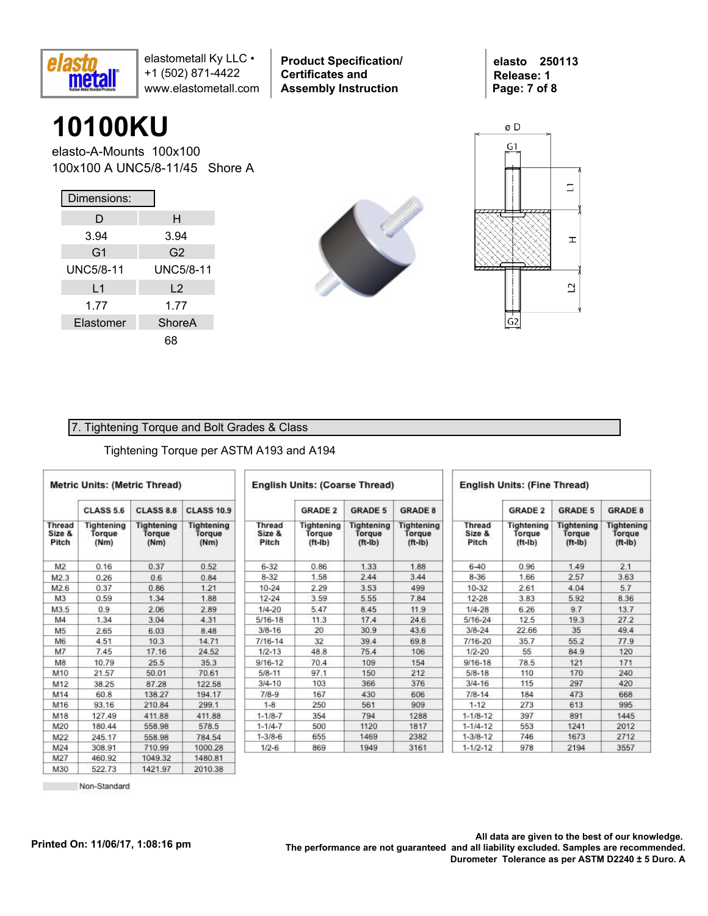# 10100KU

elasto-A-Mounts 100x100

100x100 A UNC5/8-11/45 Shore A

| Dimensions: | |
|---|---|
| D | H |
| 3.94 | 3.94 |
| G1 | G2 |
| UNC5/8-11 | UNC5/8-11 |
| L1 | L2 |
| 1.77 | 1.77 |
| Elastomer | ShoreA |
| | 68 |

## 7. Tightening Torque and Bolt Grades & Class

Tightening Torque per ASTM A193 and A194

**Metric Units: (Metric Thread)**

| Thread Size & Pitch | CLASS 5.6 Tightening Torque (Nm) | CLASS 8.8 Tightening Torque (Nm) | CLASS 10.9 Tightening Torque (Nm) |
|---|---|---|---|
| M2 | 0.16 | 0.37 | 0.52 |
| M2.3 | 0.26 | 0.6 | 0.84 |
| M2.6 | 0.37 | 0.86 | 1.21 |
| M3 | 0.59 | 1.34 | 1.88 |
| M3.5 | 0.9 | 2.06 | 2.89 |
| M4 | 1.34 | 3.04 | 4.31 |
| M5 | 2.65 | 6.03 | 8.48 |
| M6 | 4.51 | 10.3 | 14.71 |
| M7 | 7.45 | 17.16 | 24.52 |
| M8 | 10.79 | 25.5 | 35.3 |
| M10 | 21.57 | 50.01 | 70.61 |
| M12 | 38.25 | 87.28 | 122.58 |
| M14 | 60.8 | 138.27 | 194.17 |
| M16 | 93.16 | 210.84 | 299.1 |
| M18 | 127.49 | 411.88 | 411.88 |
| M20 | 180.44 | 558.98 | 578.5 |
| M22 | 245.17 | 558.98 | 784.54 |
| M24 | 308.91 | 710.99 | 1000.28 |
| M27 | 460.92 | 1049.32 | 1480.81 |
| M30 | 522.73 | 1421.97 | 2010.38 |

**English Units: (Coarse Thread)**

| Thread Size & Pitch | GRADE 2 Tightening Torque (ft-lb) | GRADE 5 Tightening Torque (ft-lb) | GRADE 8 Tightening Torque (ft-lb) |
|---|---|---|---|
| 6-32 | 0.86 | 1.33 | 1.88 |
| 8-32 | 1.58 | 2.44 | 3.44 |
| 10-24 | 2.29 | 3.53 | 499 |
| 12-24 | 3.59 | 5.55 | 7.84 |
| 1/4-20 | 5.47 | 8.45 | 11.9 |
| 5/16-18 | 11.3 | 17.4 | 24.6 |
| 3/8-16 | 20 | 30.9 | 43.6 |
| 7/16-14 | 32 | 39.4 | 69.8 |
| 1/2-13 | 48.8 | 75.4 | 106 |
| 9/16-12 | 70.4 | 109 | 154 |
| 5/8-11 | 97.1 | 150 | 212 |
| 3/4-10 | 103 | 366 | 376 |
| 7/8-9 | 167 | 430 | 606 |
| 1-8 | 250 | 561 | 909 |
| 1-1/8-7 | 354 | 794 | 1288 |
| 1-1/4-7 | 500 | 1120 | 1817 |
| 1-3/8-6 | 655 | 1469 | 2382 |
| 1/2-6 | 869 | 1949 | 3161 |

**English Units: (Fine Thread)**

| Thread Size & Pitch | GRADE 2 Tightening Torque (ft-lb) | GRADE 5 Tightening Torque (ft-lb) | GRADE 8 Tightening Torque (ft-lb) |
|---|---|---|---|
| 6-40 | 0.96 | 1.49 | 2.1 |
| 8-36 | 1.66 | 2.57 | 3.63 |
| 10-32 | 2.61 | 4.04 | 5.7 |
| 12-28 | 3.83 | 5.92 | 8.36 |
| 1/4-28 | 6.26 | 9.7 | 13.7 |
| 5/16-24 | 12.5 | 19.3 | 27.2 |
| 3/8-24 | 22.66 | 35 | 49.4 |
| 7/16-20 | 35.7 | 55.2 | 77.9 |
| 1/2-20 | 55 | 84.9 | 120 |
| 9/16-18 | 78.5 | 121 | 171 |
| 5/8-18 | 110 | 170 | 240 |
| 3/4-16 | 115 | 297 | 420 |
| 7/8-14 | 184 | 473 | 668 |
| 1-12 | 273 | 613 | 995 |
| 1-1/8-12 | 397 | 891 | 1445 |
| 1-1/4-12 | 553 | 1241 | 2012 |
| 1-3/8-12 | 746 | 1673 | 2712 |
| 1-1/2-12 | 978 | 2194 | 3557 |

Non-Standard

Printed On: 11/06/17, 1:08:16 pm

All data are given to the best of our knowledge. The performance are not guaranteed and all liability excluded. Samples are recommended. Durometer Tolerance as per ASTM D2240 ± 5 Duro. A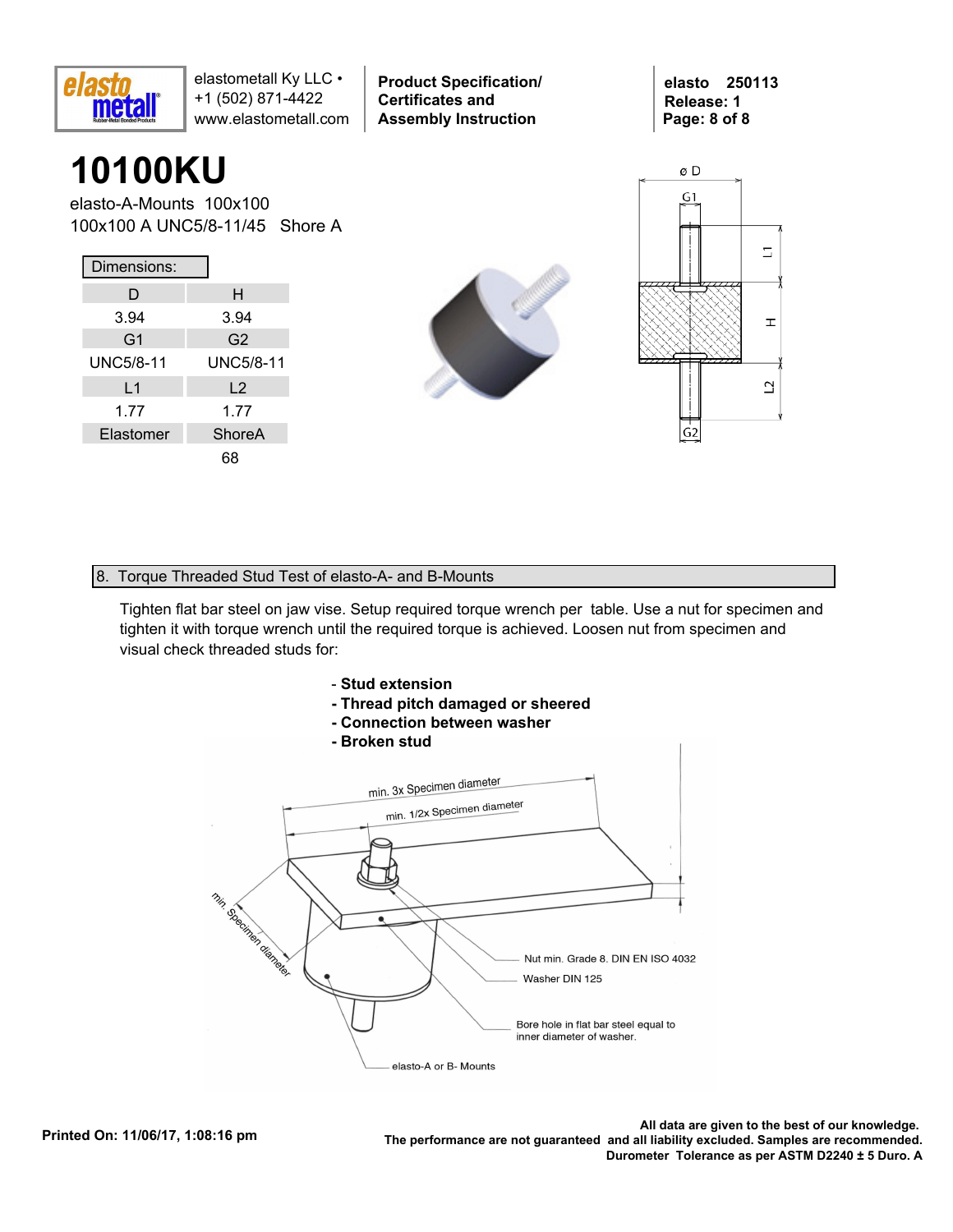# 10100KU

elasto-A-Mounts 100x100

100x100 A UNC5/8-11/45 Shore A

Dimensions:

| D | H |
|---|---|
| 3.94 | 3.94 |
| G1 | G2 |
| UNC5/8-11 | UNC5/8-11 |
| L1 | L2 |
| 1.77 | 1.77 |
| Elastomer | ShoreA |
| | 68 |

## 8. Torque Threaded Stud Test of elasto-A- and B-Mounts

Tighten flat bar steel on jaw vise. Setup required torque wrench per table. Use a nut for specimen and tighten it with torque wrench until the required torque is achieved. Loosen nut from specimen and visual check threaded studs for:

- **Stud extension**
- **Thread pitch damaged or sheered**
- **Connection between washer**
- **Broken stud**

min. 3x Specimen diameter

min. 1/2x Specimen diameter

min. Specimen diameter

Nut min. Grade 8, DIN EN ISO 4032

Washer DIN 125

Bore hole in flat bar steel equal to inner diameter of washer.

elasto-A or B- Mounts

**Printed On: 11/06/17, 1:08:16 pm**

**All data are given to the best of our knowledge. The performance are not guaranteed and all liability excluded. Samples are recommended. Durometer Tolerance as per ASTM D2240 ± 5 Duro. A**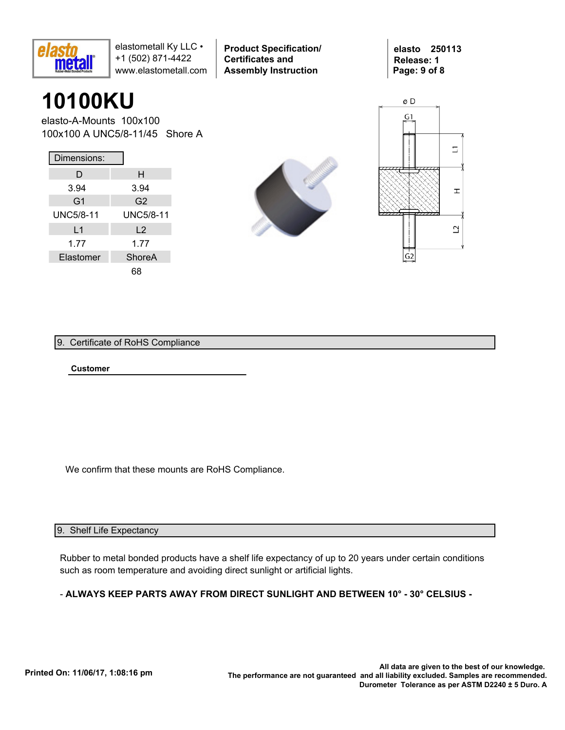# 10100KU

elasto-A-Mounts 100x100

100x100 A UNC5/8-11/45 Shore A

Dimensions:

| D | H |
|---|---|
| 3.94 | 3.94 |
| G1 | G2 |
| UNC5/8-11 | UNC5/8-11 |
| L1 | L2 |
| 1.77 | 1.77 |
| Elastomer | ShoreA |
| | 68 |

ø D

G1

L1

H

L2

G2

## 9. Certificate of RoHS Compliance

**Customer**

We confirm that these mounts are RoHS Compliance.

## 9. Shelf Life Expectancy

Rubber to metal bonded products have a shelf life expectancy of up to 20 years under certain conditions such as room temperature and avoiding direct sunlight or artificial lights.

- **ALWAYS KEEP PARTS AWAY FROM DIRECT SUNLIGHT AND BETWEEN 10° - 30° CELSIUS -**

**Printed On: 11/06/17, 1:08:16 pm**

**All data are given to the best of our knowledge.**
**The performance are not guaranteed and all liability excluded. Samples are recommended.**
**Durometer Tolerance as per ASTM D2240 ± 5 Duro. A**